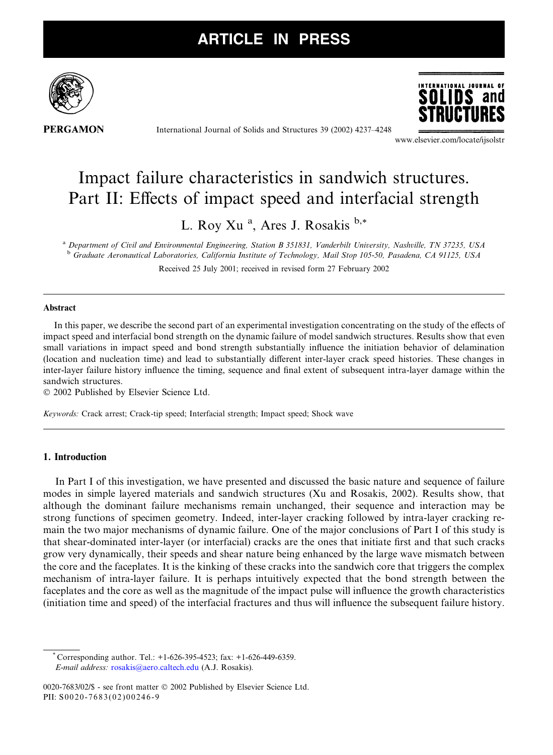# Impact failure characteristics in sandwich structures. Part II: Effects of impact speed and interfacial strength

L. Roy Xu [a], Ares J. Rosakis [b,*]

[a] Department of Civil and Environmental Engineering, Station B 351831, Vanderbilt University, Nashville, TN 37235, USA

[b] Graduate Aeronautical Laboratories, California Institute of Technology, Mail Stop 105-50, Pasadena, CA 91125, USA

Received 25 July 2001; received in revised form 27 February 2002

---

## Abstract

In this paper, we describe the second part of an experimental investigation concentrating on the study of the effects of impact speed and interfacial bond strength on the dynamic failure of model sandwich structures. Results show that even small variations in impact speed and bond strength substantially influence the initiation behavior of delamination (location and nucleation time) and lead to substantially different inter-layer crack speed histories. These changes in inter-layer failure history influence the timing, sequence and final extent of subsequent intra-layer damage within the sandwich structures.

© 2002 Published by Elsevier Science Ltd.

*Keywords:* Crack arrest; Crack-tip speed; Interfacial strength; Impact speed; Shock wave

---

## 1. Introduction

In Part I of this investigation, we have presented and discussed the basic nature and sequence of failure modes in simple layered materials and sandwich structures (Xu and Rosakis, 2002). Results show, that although the dominant failure mechanisms remain unchanged, their sequence and interaction may be strong functions of specimen geometry. Indeed, inter-layer cracking followed by intra-layer cracking remain the two major mechanisms of dynamic failure. One of the major conclusions of Part I of this study is that shear-dominated inter-layer (or interfacial) cracks are the ones that initiate first and that such cracks grow very dynamically, their speeds and shear nature being enhanced by the large wave mismatch between the core and the faceplates. It is the kinking of these cracks into the sandwich core that triggers the complex mechanism of intra-layer failure. It is perhaps intuitively expected that the bond strength between the faceplates and the core as well as the magnitude of the impact pulse will influence the growth characteristics (initiation time and speed) of the interfacial fractures and thus will influence the subsequent failure history.

---

* Corresponding author. Tel.: +1-626-395-4523; fax: +1-626-449-6359.
*E-mail address:* rosakis@aero.caltech.edu (A.J. Rosakis).

0020-7683/02/$ - see front matter © 2002 Published by Elsevier Science Ltd.
PII: S0020-7683(02)00246-9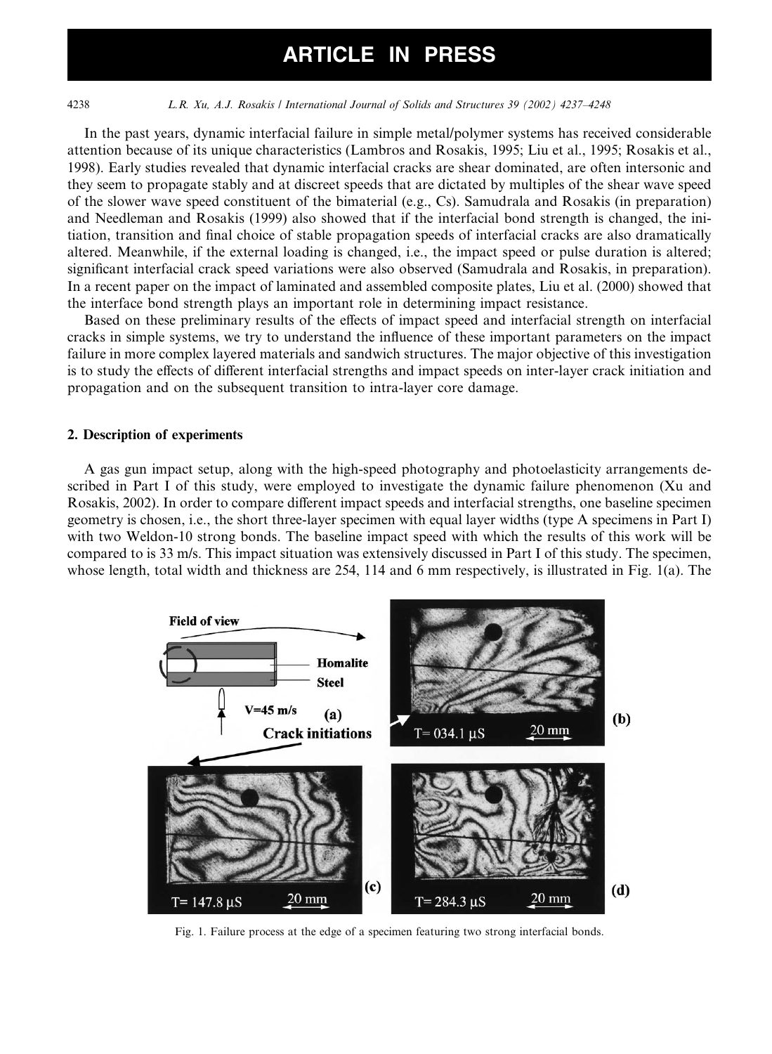In the past years, dynamic interfacial failure in simple metal/polymer systems has received considerable attention because of its unique characteristics (Lambros and Rosakis, 1995; Liu et al., 1995; Rosakis et al., 1998). Early studies revealed that dynamic interfacial cracks are shear dominated, are often intersonic and they seem to propagate stably and at discreet speeds that are dictated by multiples of the shear wave speed of the slower wave speed constituent of the bimaterial (e.g., Cs). Samudrala and Rosakis (in preparation) and Needleman and Rosakis (1999) also showed that if the interfacial bond strength is changed, the initiation, transition and final choice of stable propagation speeds of interfacial cracks are also dramatically altered. Meanwhile, if the external loading is changed, i.e., the impact speed or pulse duration is altered; significant interfacial crack speed variations were also observed (Samudrala and Rosakis, in preparation). In a recent paper on the impact of laminated and assembled composite plates, Liu et al. (2000) showed that the interface bond strength plays an important role in determining impact resistance.

Based on these preliminary results of the effects of impact speed and interfacial strength on interfacial cracks in simple systems, we try to understand the influence of these important parameters on the impact failure in more complex layered materials and sandwich structures. The major objective of this investigation is to study the effects of different interfacial strengths and impact speeds on inter-layer crack initiation and propagation and on the subsequent transition to intra-layer core damage.

## 2. Description of experiments

A gas gun impact setup, along with the high-speed photography and photoelasticity arrangements described in Part I of this study, were employed to investigate the dynamic failure phenomenon (Xu and Rosakis, 2002). In order to compare different impact speeds and interfacial strengths, one baseline specimen geometry is chosen, i.e., the short three-layer specimen with equal layer widths (type A specimens in Part I) with two Weldon-10 strong bonds. The baseline impact speed with which the results of this work will be compared to is 33 m/s. This impact situation was extensively discussed in Part I of this study. The specimen, whose length, total width and thickness are 254, 114 and 6 mm respectively, is illustrated in Fig. 1(a). The

Fig. 1. Failure process at the edge of a specimen featuring two strong interfacial bonds.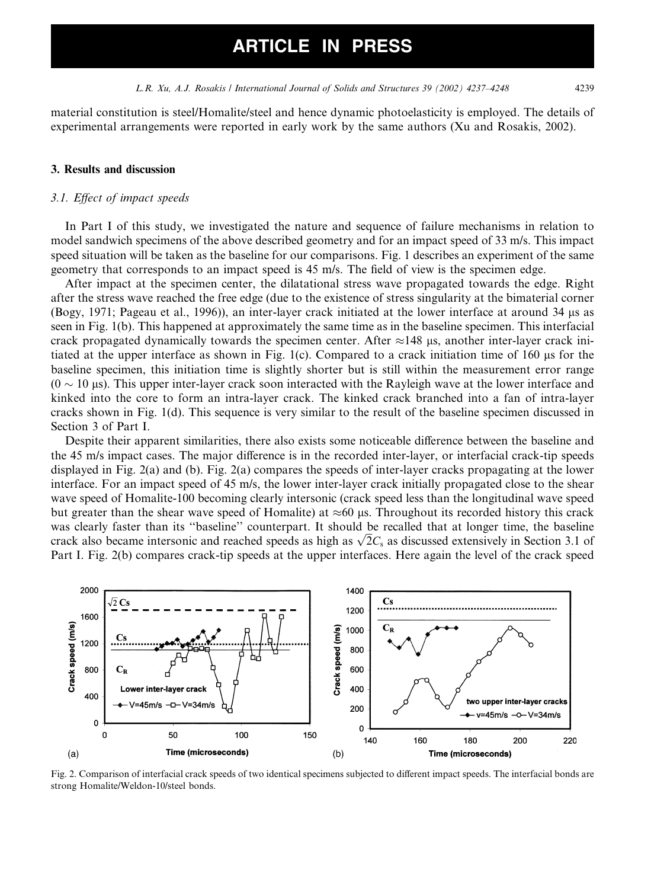material constitution is steel/Homalite/steel and hence dynamic photoelasticity is employed. The details of experimental arrangements were reported in early work by the same authors (Xu and Rosakis, 2002).

## 3. Results and discussion

### 3.1. Effect of impact speeds

In Part I of this study, we investigated the nature and sequence of failure mechanisms in relation to model sandwich specimens of the above described geometry and for an impact speed of 33 m/s. This impact speed situation will be taken as the baseline for our comparisons. Fig. 1 describes an experiment of the same geometry that corresponds to an impact speed is 45 m/s. The field of view is the specimen edge.

After impact at the specimen center, the dilatational stress wave propagated towards the edge. Right after the stress wave reached the free edge (due to the existence of stress singularity at the bimaterial corner (Bogy, 1971; Pageau et al., 1996)), an inter-layer crack initiated at the lower interface at around 34 μs as seen in Fig. 1(b). This happened at approximately the same time as in the baseline specimen. This interfacial crack propagated dynamically towards the specimen center. After ≈148 μs, another inter-layer crack initiated at the upper interface as shown in Fig. 1(c). Compared to a crack initiation time of 160 μs for the baseline specimen, this initiation time is slightly shorter but is still within the measurement error range (0 ∼ 10 μs). This upper inter-layer crack soon interacted with the Rayleigh wave at the lower interface and kinked into the core to form an intra-layer crack. The kinked crack branched into a fan of intra-layer cracks shown in Fig. 1(d). This sequence is very similar to the result of the baseline specimen discussed in Section 3 of Part I.

Despite their apparent similarities, there also exists some noticeable difference between the baseline and the 45 m/s impact cases. The major difference is in the recorded inter-layer, or interfacial crack-tip speeds displayed in Fig. 2(a) and (b). Fig. 2(a) compares the speeds of inter-layer cracks propagating at the lower interface. For an impact speed of 45 m/s, the lower inter-layer crack initially propagated close to the shear wave speed of Homalite-100 becoming clearly intersonic (crack speed less than the longitudinal wave speed but greater than the shear wave speed of Homalite) at ≈60 μs. Throughout its recorded history this crack was clearly faster than its "baseline" counterpart. It should be recalled that at longer time, the baseline crack also became intersonic and reached speeds as high as $\sqrt{2}C_s$ as discussed extensively in Section 3.1 of Part I. Fig. 2(b) compares crack-tip speeds at the upper interfaces. Here again the level of the crack speed

Fig. 2. Comparison of interfacial crack speeds of two identical specimens subjected to different impact speeds. The interfacial bonds are strong Homalite/Weldon-10/steel bonds.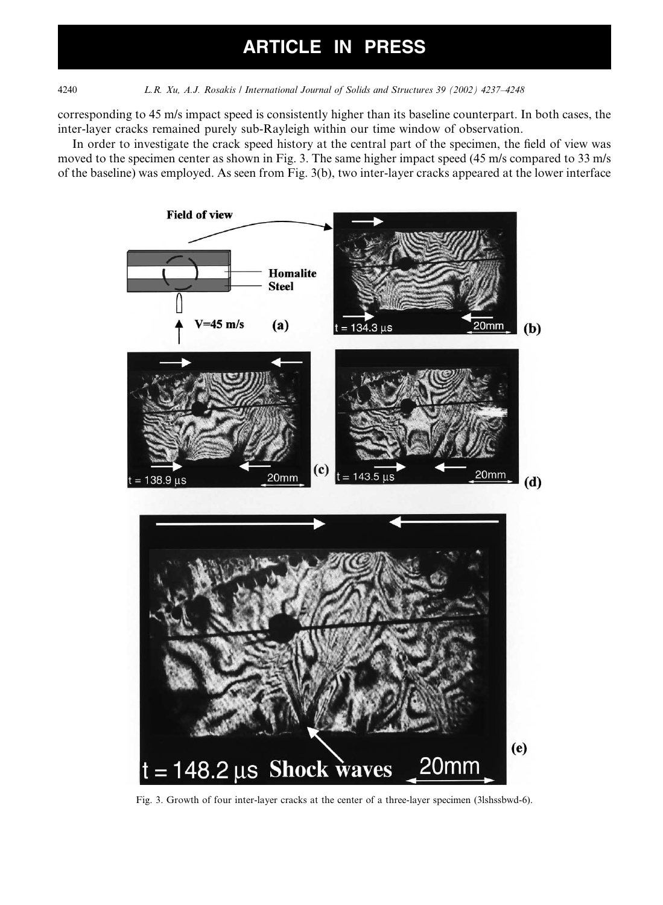corresponding to 45 m/s impact speed is consistently higher than its baseline counterpart. In both cases, the inter-layer cracks remained purely sub-Rayleigh within our time window of observation.

In order to investigate the crack speed history at the central part of the specimen, the field of view was moved to the specimen center as shown in Fig. 3. The same higher impact speed (45 m/s compared to 33 m/s of the baseline) was employed. As seen from Fig. 3(b), two inter-layer cracks appeared at the lower interface

Fig. 3. Growth of four inter-layer cracks at the center of a three-layer specimen (3lshssbwd-6).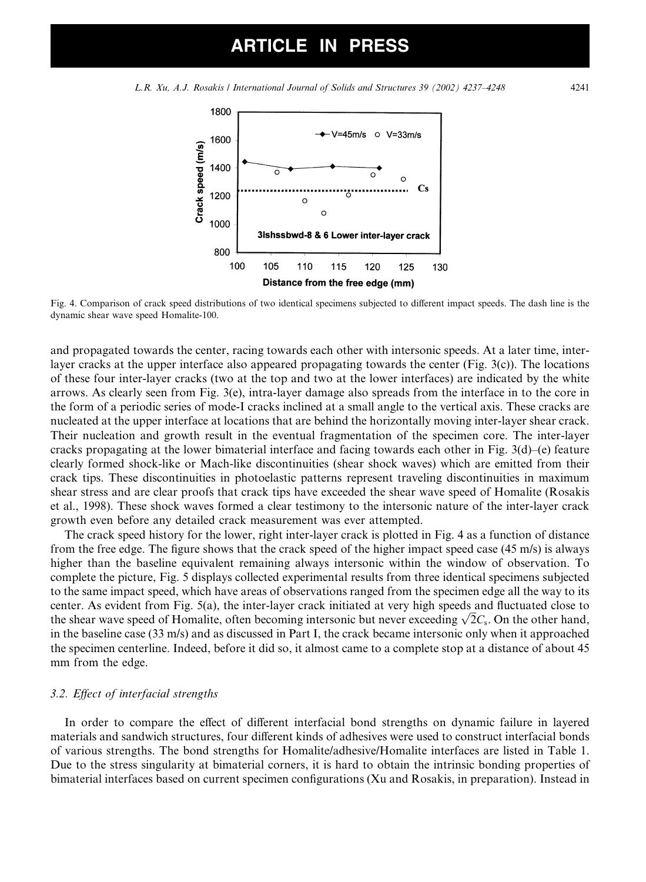Fig. 4. Comparison of crack speed distributions of two identical specimens subjected to different impact speeds. The dash line is the dynamic shear wave speed Homalite-100.

and propagated towards the center, racing towards each other with intersonic speeds. At a later time, inter-layer cracks at the upper interface also appeared propagating towards the center (Fig. 3(c)). The locations of these four inter-layer cracks (two at the top and two at the lower interfaces) are indicated by the white arrows. As clearly seen from Fig. 3(e), intra-layer damage also spreads from the interface in to the core in the form of a periodic series of mode-I cracks inclined at a small angle to the vertical axis. These cracks are nucleated at the upper interface at locations that are behind the horizontally moving inter-layer shear crack. Their nucleation and growth result in the eventual fragmentation of the specimen core. The inter-layer cracks propagating at the lower bimaterial interface and facing towards each other in Fig. 3(d)–(e) feature clearly formed shock-like or Mach-like discontinuities (shear shock waves) which are emitted from their crack tips. These discontinuities in photoelastic patterns represent traveling discontinuities in maximum shear stress and are clear proofs that crack tips have exceeded the shear wave speed of Homalite (Rosakis et al., 1998). These shock waves formed a clear testimony to the intersonic nature of the inter-layer crack growth even before any detailed crack measurement was ever attempted.

The crack speed history for the lower, right inter-layer crack is plotted in Fig. 4 as a function of distance from the free edge. The figure shows that the crack speed of the higher impact speed case (45 m/s) is always higher than the baseline equivalent remaining always intersonic within the window of observation. To complete the picture, Fig. 5 displays collected experimental results from three identical specimens subjected to the same impact speed, which have areas of observations ranged from the specimen edge all the way to its center. As evident from Fig. 5(a), the inter-layer crack initiated at very high speeds and fluctuated close to the shear wave speed of Homalite, often becoming intersonic but never exceeding $\sqrt{2}C_s$. On the other hand, in the baseline case (33 m/s) and as discussed in Part I, the crack became intersonic only when it approached the specimen centerline. Indeed, before it did so, it almost came to a complete stop at a distance of about 45 mm from the edge.

### 3.2. Effect of interfacial strengths

In order to compare the effect of different interfacial bond strengths on dynamic failure in layered materials and sandwich structures, four different kinds of adhesives were used to construct interfacial bonds of various strengths. The bond strengths for Homalite/adhesive/Homalite interfaces are listed in Table 1. Due to the stress singularity at bimaterial corners, it is hard to obtain the intrinsic bonding properties of bimaterial interfaces based on current specimen configurations (Xu and Rosakis, in preparation). Instead in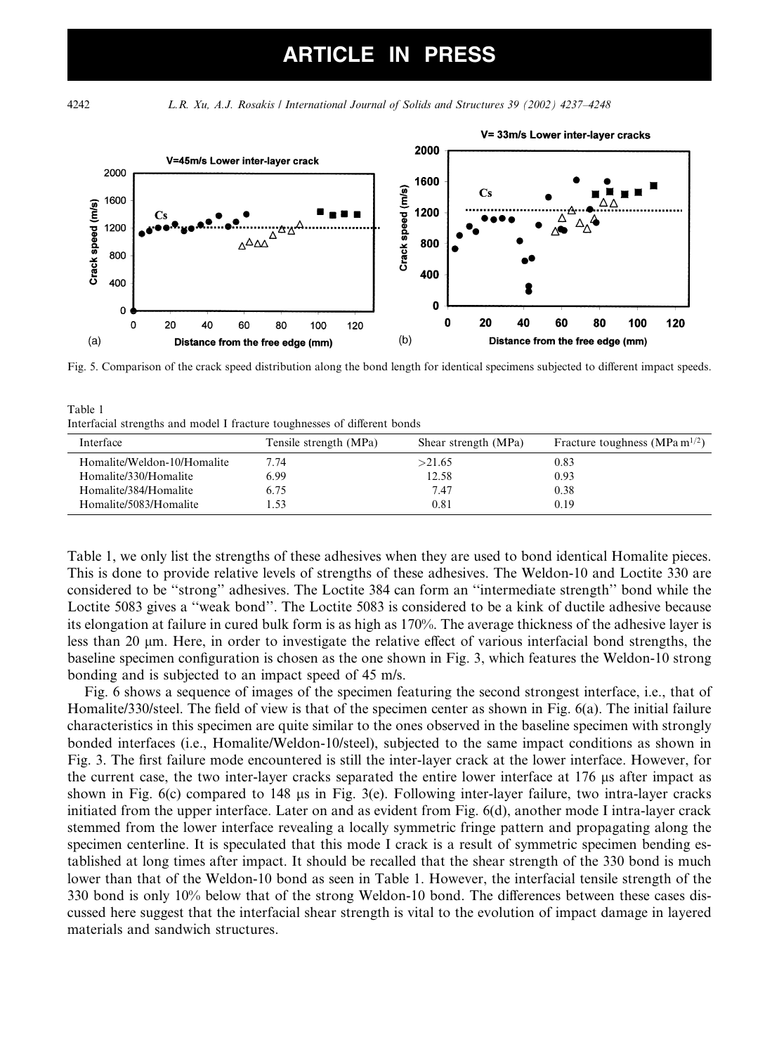Fig. 5. Comparison of the crack speed distribution along the bond length for identical specimens subjected to different impact speeds.

Table 1
Interfacial strengths and model I fracture toughnesses of different bonds

| Interface | Tensile strength (MPa) | Shear strength (MPa) | Fracture toughness (MPa m$^{1/2}$) |
|---|---|---|---|
| Homalite/Weldon-10/Homalite | 7.74 | >21.65 | 0.83 |
| Homalite/330/Homalite | 6.99 | 12.58 | 0.93 |
| Homalite/384/Homalite | 6.75 | 7.47 | 0.38 |
| Homalite/5083/Homalite | 1.53 | 0.81 | 0.19 |

Table 1, we only list the strengths of these adhesives when they are used to bond identical Homalite pieces. This is done to provide relative levels of strengths of these adhesives. The Weldon-10 and Loctite 330 are considered to be "strong" adhesives. The Loctite 384 can form an "intermediate strength" bond while the Loctite 5083 gives a "weak bond". The Loctite 5083 is considered to be a kink of ductile adhesive because its elongation at failure in cured bulk form is as high as 170%. The average thickness of the adhesive layer is less than 20 μm. Here, in order to investigate the relative effect of various interfacial bond strengths, the baseline specimen configuration is chosen as the one shown in Fig. 3, which features the Weldon-10 strong bonding and is subjected to an impact speed of 45 m/s.

Fig. 6 shows a sequence of images of the specimen featuring the second strongest interface, i.e., that of Homalite/330/steel. The field of view is that of the specimen center as shown in Fig. 6(a). The initial failure characteristics in this specimen are quite similar to the ones observed in the baseline specimen with strongly bonded interfaces (i.e., Homalite/Weldon-10/steel), subjected to the same impact conditions as shown in Fig. 3. The first failure mode encountered is still the inter-layer crack at the lower interface. However, for the current case, the two inter-layer cracks separated the entire lower interface at 176 μs after impact as shown in Fig. 6(c) compared to 148 μs in Fig. 3(e). Following inter-layer failure, two intra-layer cracks initiated from the upper interface. Later on and as evident from Fig. 6(d), another mode I intra-layer crack stemmed from the lower interface revealing a locally symmetric fringe pattern and propagating along the specimen centerline. It is speculated that this mode I crack is a result of symmetric specimen bending established at long times after impact. It should be recalled that the shear strength of the 330 bond is much lower than that of the Weldon-10 bond as seen in Table 1. However, the interfacial tensile strength of the 330 bond is only 10% below that of the strong Weldon-10 bond. The differences between these cases discussed here suggest that the interfacial shear strength is vital to the evolution of impact damage in layered materials and sandwich structures.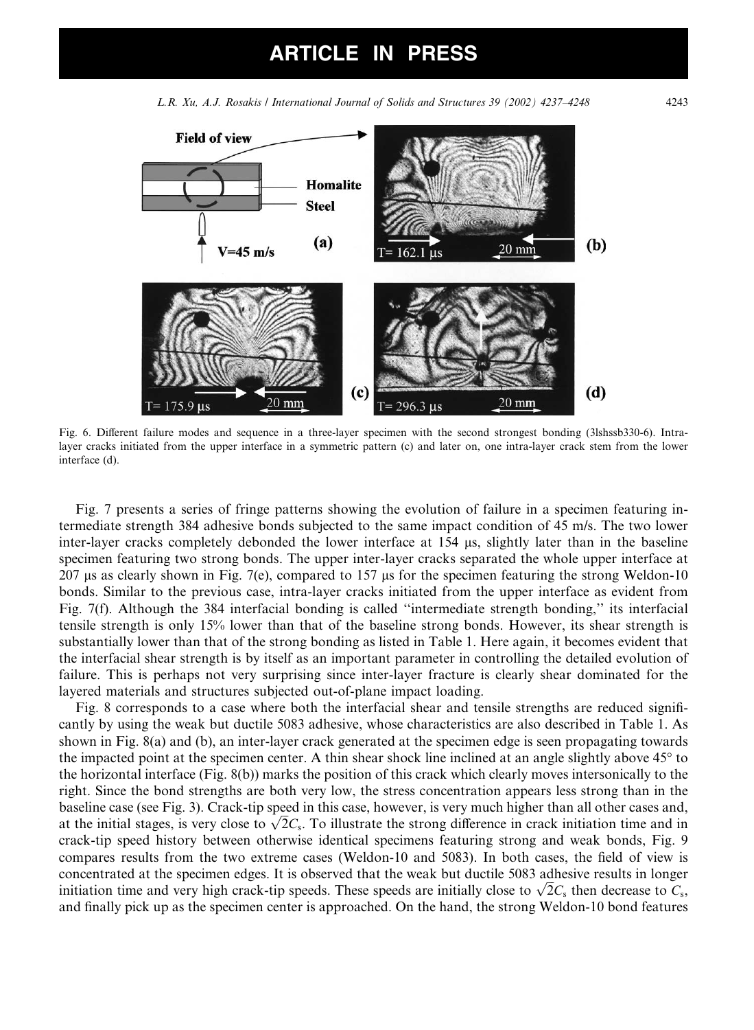Fig. 6. Different failure modes and sequence in a three-layer specimen with the second strongest bonding (3lshssb330-6). Intra-layer cracks initiated from the upper interface in a symmetric pattern (c) and later on, one intra-layer crack stem from the lower interface (d).

Fig. 7 presents a series of fringe patterns showing the evolution of failure in a specimen featuring intermediate strength 384 adhesive bonds subjected to the same impact condition of 45 m/s. The two lower inter-layer cracks completely debonded the lower interface at 154 μs, slightly later than in the baseline specimen featuring two strong bonds. The upper inter-layer cracks separated the whole upper interface at 207 μs as clearly shown in Fig. 7(e), compared to 157 μs for the specimen featuring the strong Weldon-10 bonds. Similar to the previous case, intra-layer cracks initiated from the upper interface as evident from Fig. 7(f). Although the 384 interfacial bonding is called "intermediate strength bonding," its interfacial tensile strength is only 15% lower than that of the baseline strong bonds. However, its shear strength is substantially lower than that of the strong bonding as listed in Table 1. Here again, it becomes evident that the interfacial shear strength is by itself as an important parameter in controlling the detailed evolution of failure. This is perhaps not very surprising since inter-layer fracture is clearly shear dominated for the layered materials and structures subjected out-of-plane impact loading.

Fig. 8 corresponds to a case where both the interfacial shear and tensile strengths are reduced significantly by using the weak but ductile 5083 adhesive, whose characteristics are also described in Table 1. As shown in Fig. 8(a) and (b), an inter-layer crack generated at the specimen edge is seen propagating towards the impacted point at the specimen center. A thin shear shock line inclined at an angle slightly above 45° to the horizontal interface (Fig. 8(b)) marks the position of this crack which clearly moves intersonically to the right. Since the bond strengths are both very low, the stress concentration appears less strong than in the baseline case (see Fig. 3). Crack-tip speed in this case, however, is very much higher than all other cases and, at the initial stages, is very close to $\sqrt{2}C_s$. To illustrate the strong difference in crack initiation time and in crack-tip speed history between otherwise identical specimens featuring strong and weak bonds, Fig. 9 compares results from the two extreme cases (Weldon-10 and 5083). In both cases, the field of view is concentrated at the specimen edges. It is observed that the weak but ductile 5083 adhesive results in longer initiation time and very high crack-tip speeds. These speeds are initially close to $\sqrt{2}C_s$ then decrease to $C_s$, and finally pick up as the specimen center is approached. On the hand, the strong Weldon-10 bond features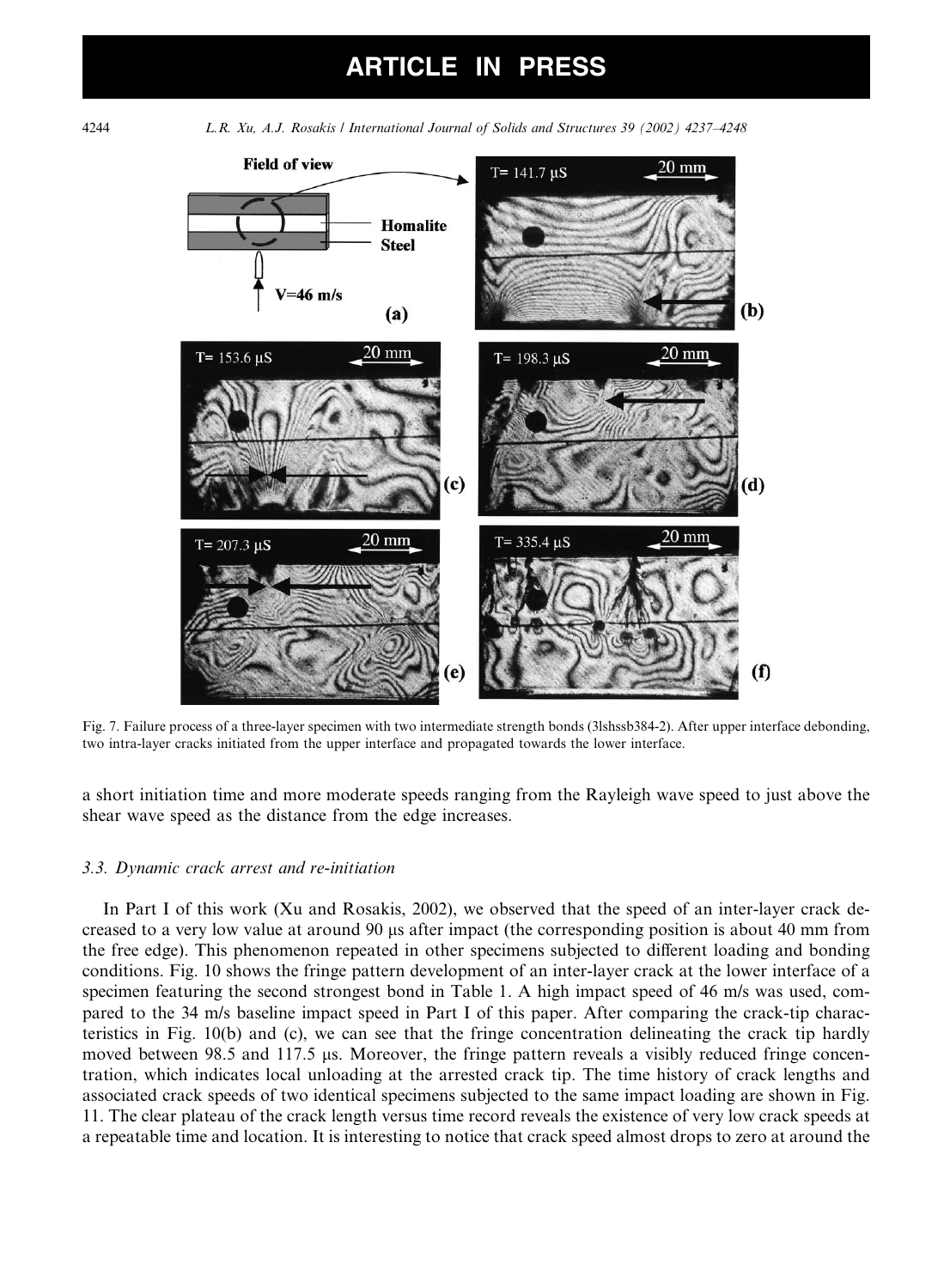Fig. 7. Failure process of a three-layer specimen with two intermediate strength bonds (3lshssb384-2). After upper interface debonding, two intra-layer cracks initiated from the upper interface and propagated towards the lower interface.

a short initiation time and more moderate speeds ranging from the Rayleigh wave speed to just above the shear wave speed as the distance from the edge increases.

### 3.3. Dynamic crack arrest and re-initiation

In Part I of this work (Xu and Rosakis, 2002), we observed that the speed of an inter-layer crack decreased to a very low value at around 90 μs after impact (the corresponding position is about 40 mm from the free edge). This phenomenon repeated in other specimens subjected to different loading and bonding conditions. Fig. 10 shows the fringe pattern development of an inter-layer crack at the lower interface of a specimen featuring the second strongest bond in Table 1. A high impact speed of 46 m/s was used, compared to the 34 m/s baseline impact speed in Part I of this paper. After comparing the crack-tip characteristics in Fig. 10(b) and (c), we can see that the fringe concentration delineating the crack tip hardly moved between 98.5 and 117.5 μs. Moreover, the fringe pattern reveals a visibly reduced fringe concentration, which indicates local unloading at the arrested crack tip. The time history of crack lengths and associated crack speeds of two identical specimens subjected to the same impact loading are shown in Fig. 11. The clear plateau of the crack length versus time record reveals the existence of very low crack speeds at a repeatable time and location. It is interesting to notice that crack speed almost drops to zero at around the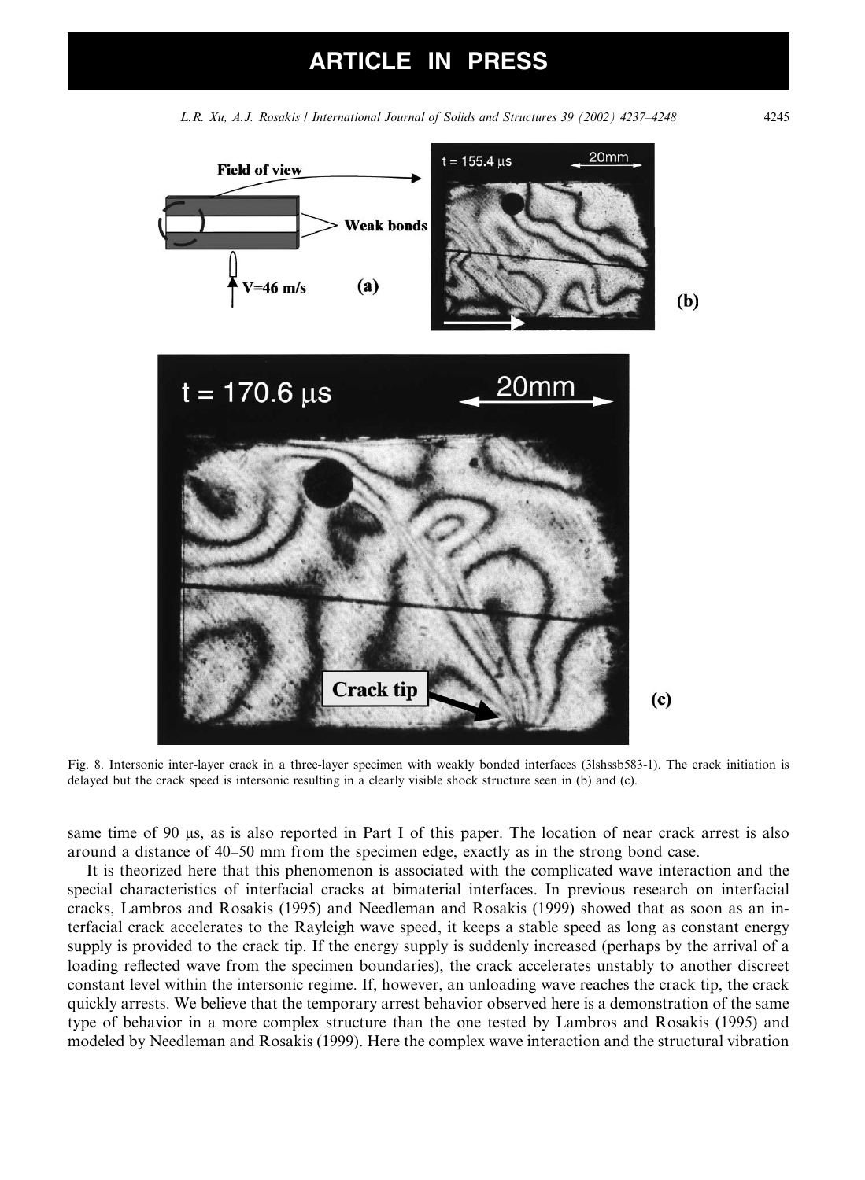Fig. 8. Intersonic inter-layer crack in a three-layer specimen with weakly bonded interfaces (3lshssb583-1). The crack initiation is delayed but the crack speed is intersonic resulting in a clearly visible shock structure seen in (b) and (c).

same time of 90 μs, as is also reported in Part I of this paper. The location of near crack arrest is also around a distance of 40–50 mm from the specimen edge, exactly as in the strong bond case.

It is theorized here that this phenomenon is associated with the complicated wave interaction and the special characteristics of interfacial cracks at bimaterial interfaces. In previous research on interfacial cracks, Lambros and Rosakis (1995) and Needleman and Rosakis (1999) showed that as soon as an interfacial crack accelerates to the Rayleigh wave speed, it keeps a stable speed as long as constant energy supply is provided to the crack tip. If the energy supply is suddenly increased (perhaps by the arrival of a loading reflected wave from the specimen boundaries), the crack accelerates unstably to another discreet constant level within the intersonic regime. If, however, an unloading wave reaches the crack tip, the crack quickly arrests. We believe that the temporary arrest behavior observed here is a demonstration of the same type of behavior in a more complex structure than the one tested by Lambros and Rosakis (1995) and modeled by Needleman and Rosakis (1999). Here the complex wave interaction and the structural vibration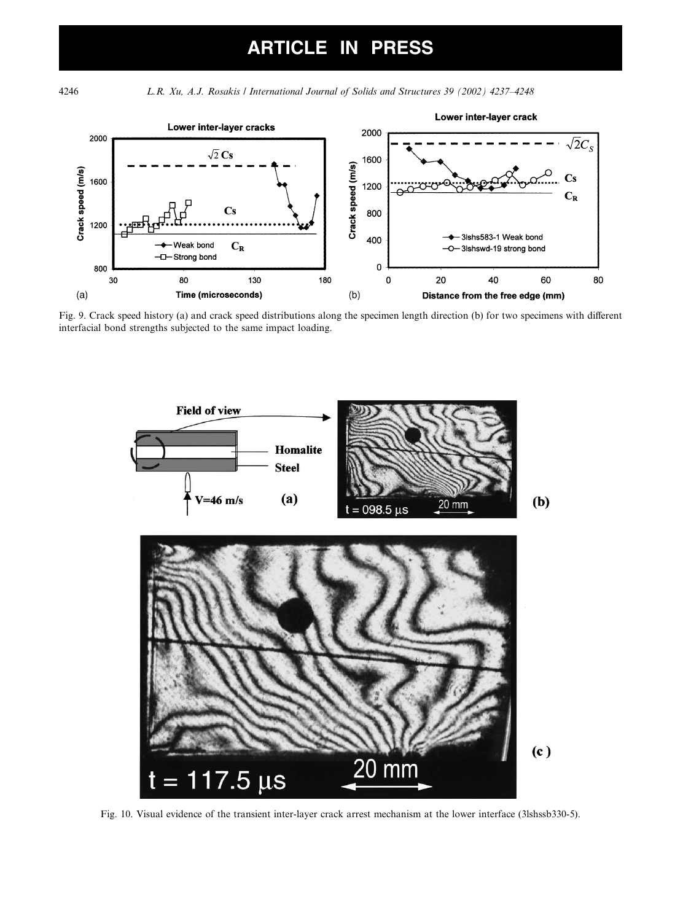Fig. 9. Crack speed history (a) and crack speed distributions along the specimen length direction (b) for two specimens with different interfacial bond strengths subjected to the same impact loading.

Fig. 10. Visual evidence of the transient inter-layer crack arrest mechanism at the lower interface (3lshssb330-5).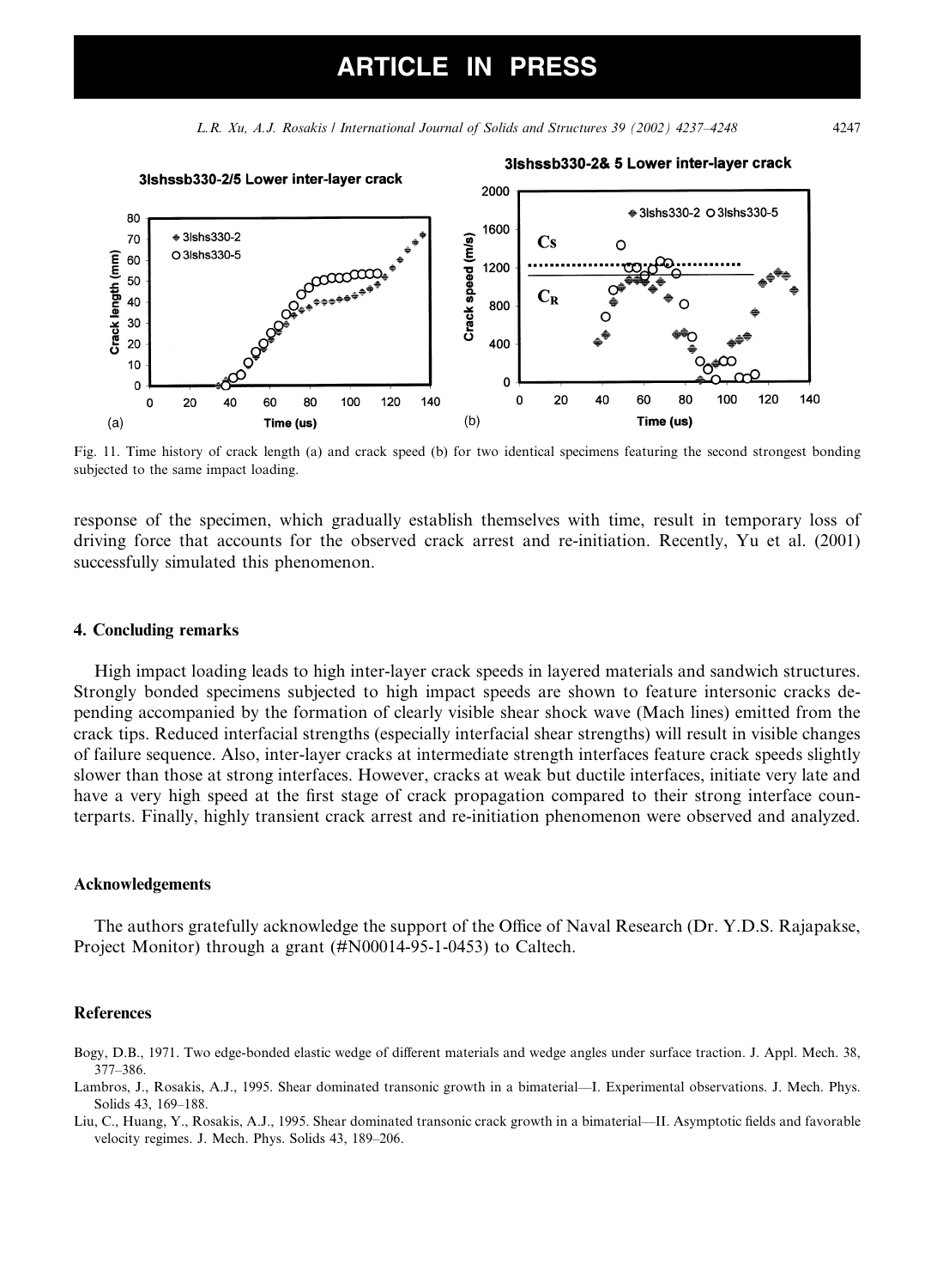Fig. 11. Time history of crack length (a) and crack speed (b) for two identical specimens featuring the second strongest bonding subjected to the same impact loading.

response of the specimen, which gradually establish themselves with time, result in temporary loss of driving force that accounts for the observed crack arrest and re-initiation. Recently, Yu et al. (2001) successfully simulated this phenomenon.

## 4. Concluding remarks

High impact loading leads to high inter-layer crack speeds in layered materials and sandwich structures. Strongly bonded specimens subjected to high impact speeds are shown to feature intersonic cracks depending accompanied by the formation of clearly visible shear shock wave (Mach lines) emitted from the crack tips. Reduced interfacial strengths (especially interfacial shear strengths) will result in visible changes of failure sequence. Also, inter-layer cracks at intermediate strength interfaces feature crack speeds slightly slower than those at strong interfaces. However, cracks at weak but ductile interfaces, initiate very late and have a very high speed at the first stage of crack propagation compared to their strong interface counterparts. Finally, highly transient crack arrest and re-initiation phenomenon were observed and analyzed.

## Acknowledgements

The authors gratefully acknowledge the support of the Office of Naval Research (Dr. Y.D.S. Rajapakse, Project Monitor) through a grant (#N00014-95-1-0453) to Caltech.

## References

Bogy, D.B., 1971. Two edge-bonded elastic wedge of different materials and wedge angles under surface traction. J. Appl. Mech. 38, 377–386.

Lambros, J., Rosakis, A.J., 1995. Shear dominated transonic growth in a bimaterial—I. Experimental observations. J. Mech. Phys. Solids 43, 169–188.

Liu, C., Huang, Y., Rosakis, A.J., 1995. Shear dominated transonic crack growth in a bimaterial—II. Asymptotic fields and favorable velocity regimes. J. Mech. Phys. Solids 43, 189–206.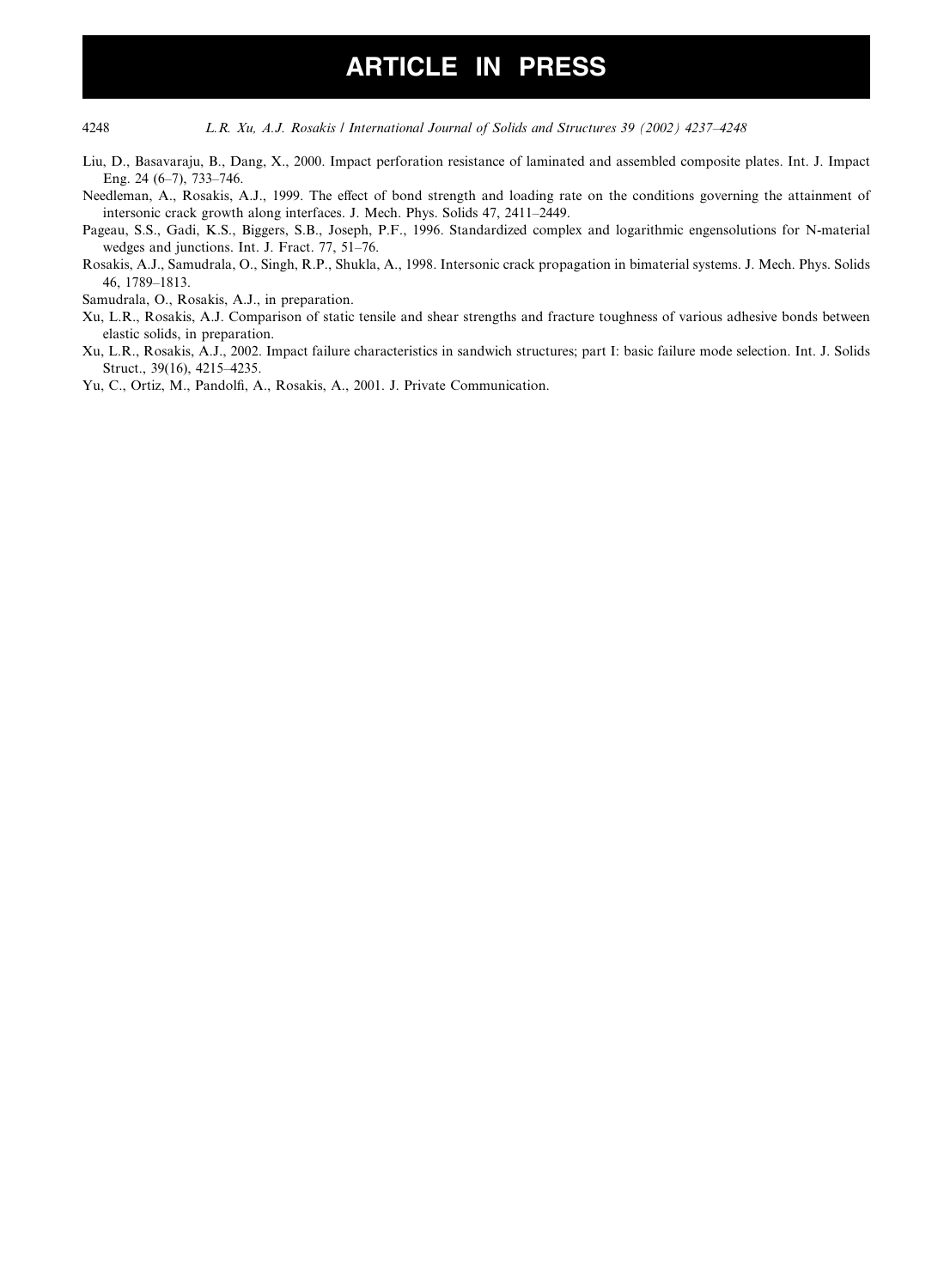Liu, D., Basavaraju, B., Dang, X., 2000. Impact perforation resistance of laminated and assembled composite plates. Int. J. Impact Eng. 24 (6–7), 733–746.

Needleman, A., Rosakis, A.J., 1999. The effect of bond strength and loading rate on the conditions governing the attainment of intersonic crack growth along interfaces. J. Mech. Phys. Solids 47, 2411–2449.

Pageau, S.S., Gadi, K.S., Biggers, S.B., Joseph, P.F., 1996. Standardized complex and logarithmic engensolutions for N-material wedges and junctions. Int. J. Fract. 77, 51–76.

Rosakis, A.J., Samudrala, O., Singh, R.P., Shukla, A., 1998. Intersonic crack propagation in bimaterial systems. J. Mech. Phys. Solids 46, 1789–1813.

Samudrala, O., Rosakis, A.J., in preparation.

Xu, L.R., Rosakis, A.J. Comparison of static tensile and shear strengths and fracture toughness of various adhesive bonds between elastic solids, in preparation.

Xu, L.R., Rosakis, A.J., 2002. Impact failure characteristics in sandwich structures; part I: basic failure mode selection. Int. J. Solids Struct., 39(16), 4215–4235.

Yu, C., Ortiz, M., Pandolfi, A., Rosakis, A., 2001. J. Private Communication.